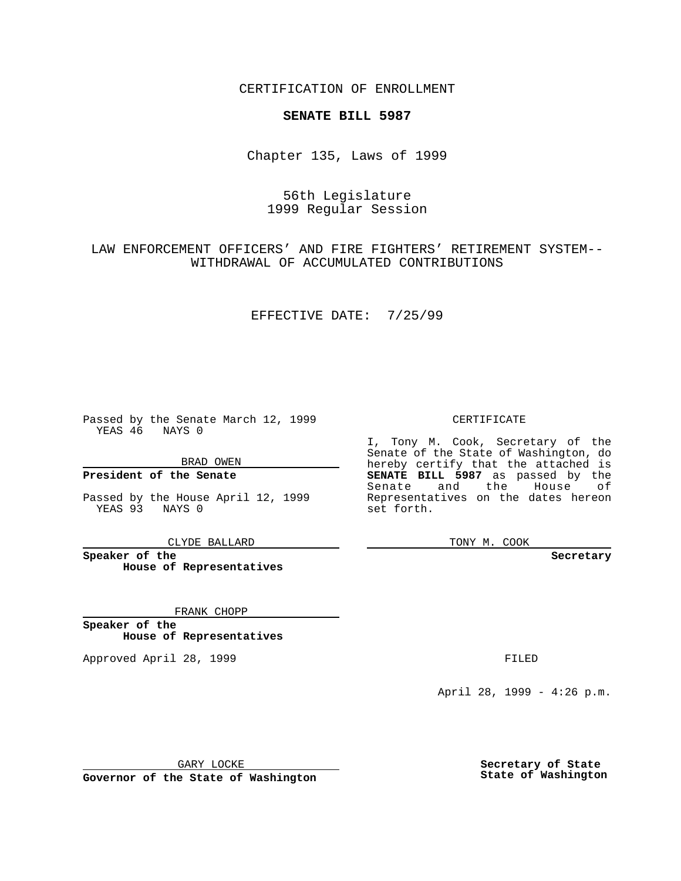CERTIFICATION OF ENROLLMENT

**SENATE BILL 5987**

Chapter 135, Laws of 1999

56th Legislature
1999 Regular Session

LAW ENFORCEMENT OFFICERS' AND FIRE FIGHTERS' RETIREMENT SYSTEM--WITHDRAWAL OF ACCUMULATED CONTRIBUTIONS

EFFECTIVE DATE: 7/25/99

Passed by the Senate March 12, 1999
YEAS 46 NAYS 0

BRAD OWEN

**President of the Senate**

Passed by the House April 12, 1999
YEAS 93 NAYS 0

CLYDE BALLARD

**Speaker of the House of Representatives**

FRANK CHOPP

**Speaker of the House of Representatives**

Approved April 28, 1999

GARY LOCKE

**Governor of the State of Washington**

CERTIFICATE

I, Tony M. Cook, Secretary of the Senate of the State of Washington, do hereby certify that the attached is **SENATE BILL 5987** as passed by the Senate and the House of Representatives on the dates hereon set forth.

TONY M. COOK

**Secretary**

FILED

April 28, 1999 - 4:26 p.m.

**Secretary of State**
**State of Washington**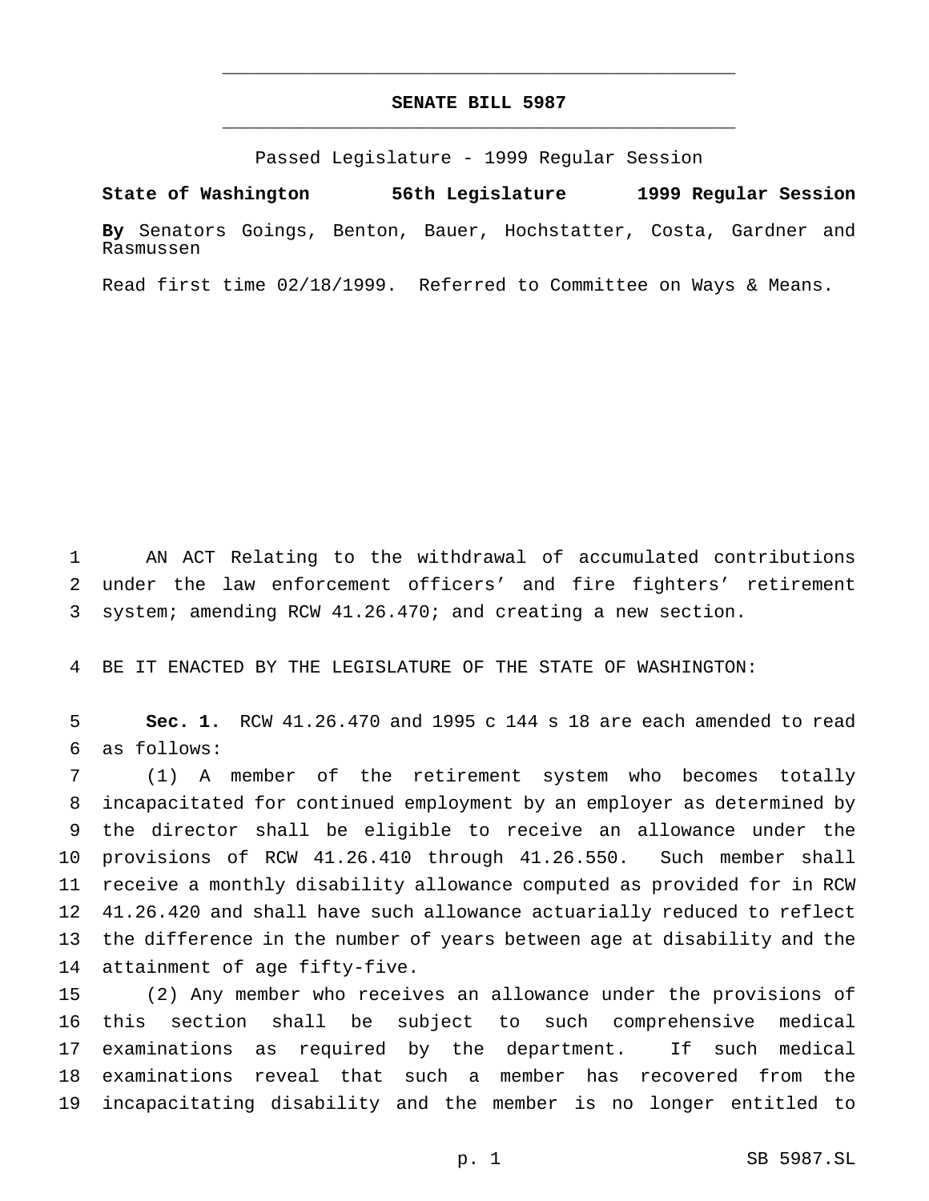# SENATE BILL 5987

Passed Legislature - 1999 Regular Session

**State of Washington 56th Legislature 1999 Regular Session**

**By** Senators Goings, Benton, Bauer, Hochstatter, Costa, Gardner and Rasmussen

Read first time 02/18/1999. Referred to Committee on Ways & Means.

AN ACT Relating to the withdrawal of accumulated contributions under the law enforcement officers' and fire fighters' retirement system; amending RCW 41.26.470; and creating a new section.

BE IT ENACTED BY THE LEGISLATURE OF THE STATE OF WASHINGTON:

**Sec. 1.** RCW 41.26.470 and 1995 c 144 s 18 are each amended to read as follows:

(1) A member of the retirement system who becomes totally incapacitated for continued employment by an employer as determined by the director shall be eligible to receive an allowance under the provisions of RCW 41.26.410 through 41.26.550. Such member shall receive a monthly disability allowance computed as provided for in RCW 41.26.420 and shall have such allowance actuarially reduced to reflect the difference in the number of years between age at disability and the attainment of age fifty-five.

(2) Any member who receives an allowance under the provisions of this section shall be subject to such comprehensive medical examinations as required by the department. If such medical examinations reveal that such a member has recovered from the incapacitating disability and the member is no longer entitled to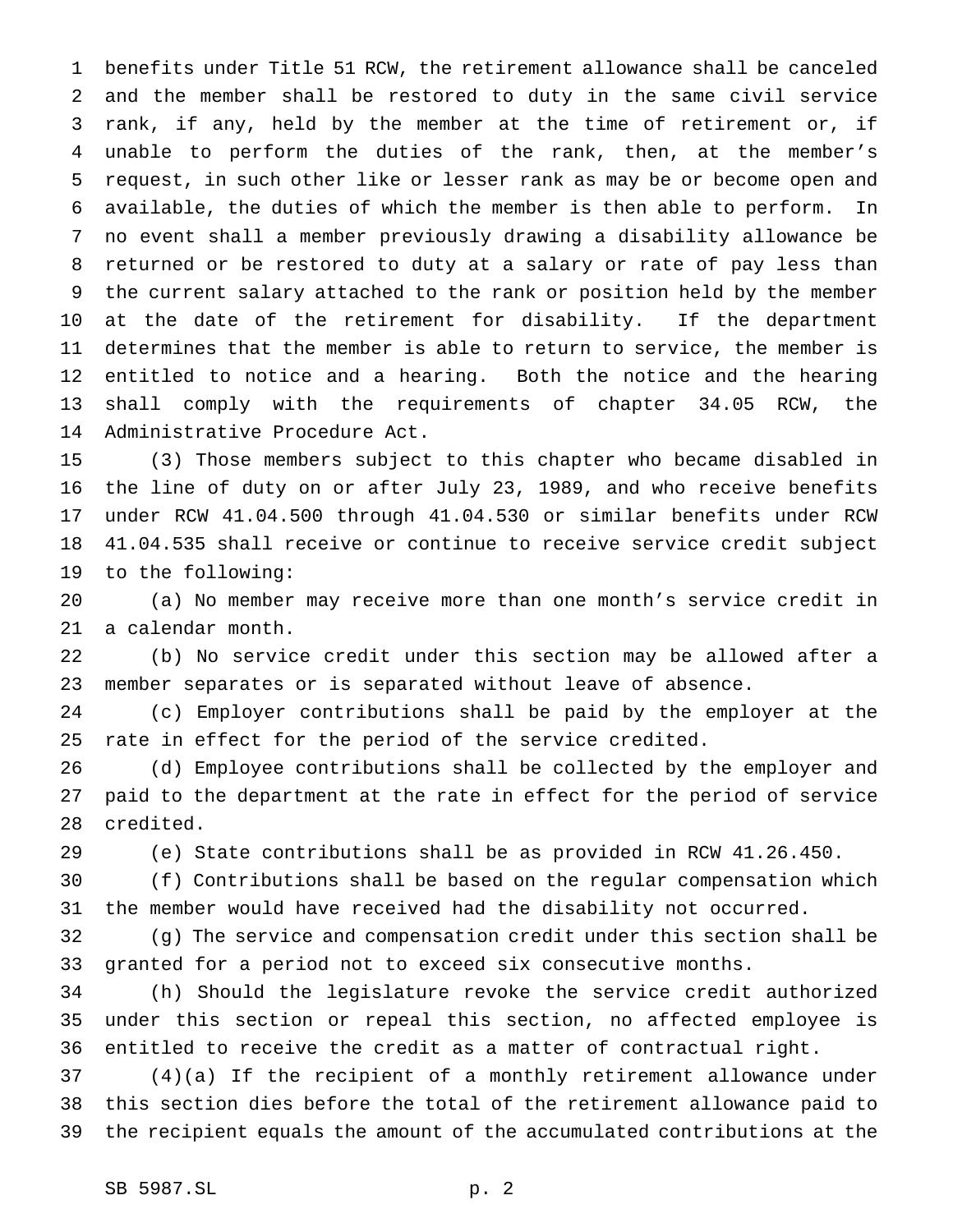benefits under Title 51 RCW, the retirement allowance shall be canceled and the member shall be restored to duty in the same civil service rank, if any, held by the member at the time of retirement or, if unable to perform the duties of the rank, then, at the member's request, in such other like or lesser rank as may be or become open and available, the duties of which the member is then able to perform. In no event shall a member previously drawing a disability allowance be returned or be restored to duty at a salary or rate of pay less than the current salary attached to the rank or position held by the member at the date of the retirement for disability. If the department determines that the member is able to return to service, the member is entitled to notice and a hearing. Both the notice and the hearing shall comply with the requirements of chapter 34.05 RCW, the Administrative Procedure Act.

(3) Those members subject to this chapter who became disabled in the line of duty on or after July 23, 1989, and who receive benefits under RCW 41.04.500 through 41.04.530 or similar benefits under RCW 41.04.535 shall receive or continue to receive service credit subject to the following:

(a) No member may receive more than one month's service credit in a calendar month.

(b) No service credit under this section may be allowed after a member separates or is separated without leave of absence.

(c) Employer contributions shall be paid by the employer at the rate in effect for the period of the service credited.

(d) Employee contributions shall be collected by the employer and paid to the department at the rate in effect for the period of service credited.

(e) State contributions shall be as provided in RCW 41.26.450.

(f) Contributions shall be based on the regular compensation which the member would have received had the disability not occurred.

(g) The service and compensation credit under this section shall be granted for a period not to exceed six consecutive months.

(h) Should the legislature revoke the service credit authorized under this section or repeal this section, no affected employee is entitled to receive the credit as a matter of contractual right.

(4)(a) If the recipient of a monthly retirement allowance under this section dies before the total of the retirement allowance paid to the recipient equals the amount of the accumulated contributions at the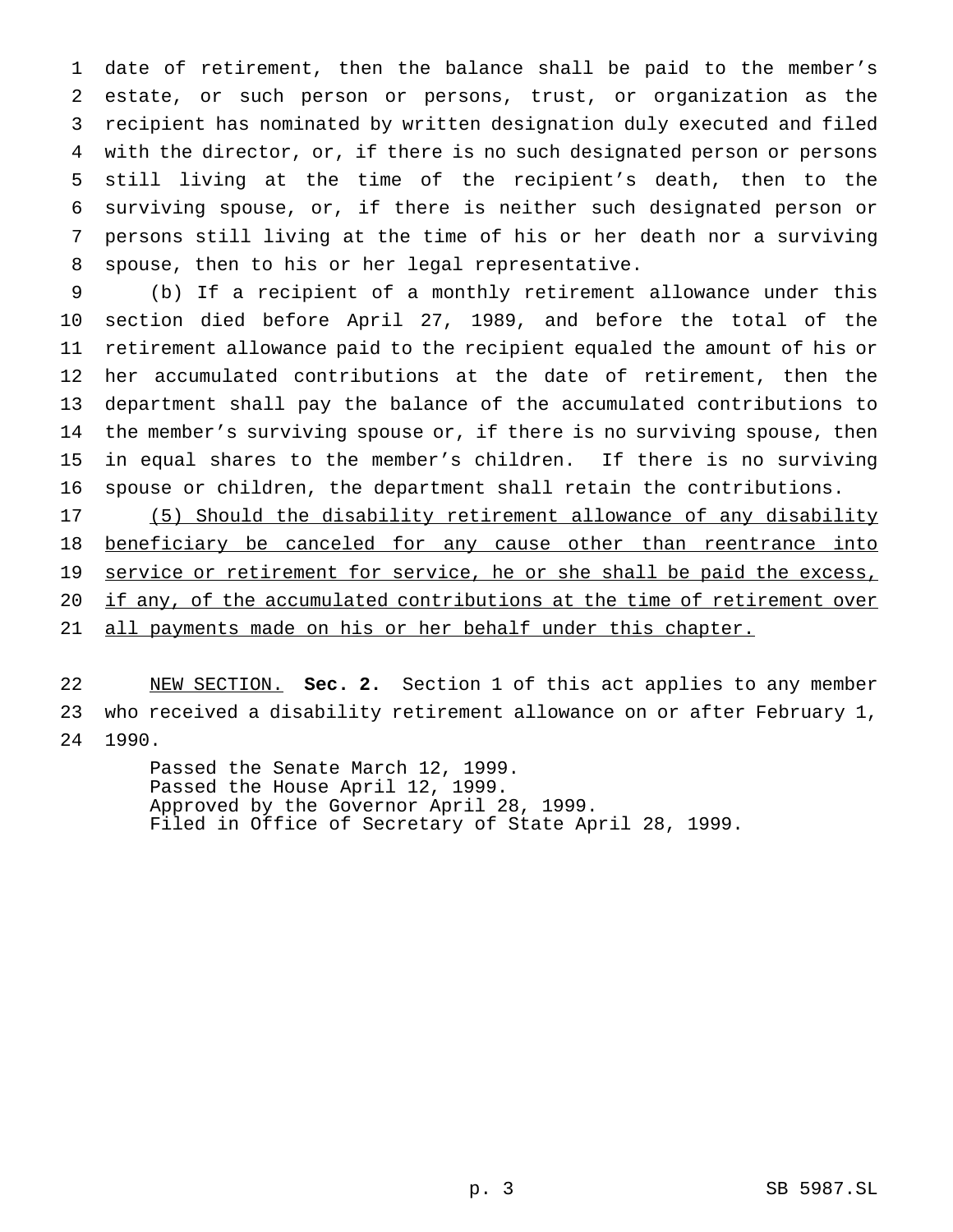date of retirement, then the balance shall be paid to the member's estate, or such person or persons, trust, or organization as the recipient has nominated by written designation duly executed and filed with the director, or, if there is no such designated person or persons still living at the time of the recipient's death, then to the surviving spouse, or, if there is neither such designated person or persons still living at the time of his or her death nor a surviving spouse, then to his or her legal representative.

(b) If a recipient of a monthly retirement allowance under this section died before April 27, 1989, and before the total of the retirement allowance paid to the recipient equaled the amount of his or her accumulated contributions at the date of retirement, then the department shall pay the balance of the accumulated contributions to the member's surviving spouse or, if there is no surviving spouse, then in equal shares to the member's children. If there is no surviving spouse or children, the department shall retain the contributions.

<u>(5) Should the disability retirement allowance of any disability beneficiary be canceled for any cause other than reentrance into service or retirement for service, he or she shall be paid the excess, if any, of the accumulated contributions at the time of retirement over all payments made on his or her behalf under this chapter.</u>

<u>NEW SECTION.</u> **Sec. 2.** Section 1 of this act applies to any member who received a disability retirement allowance on or after February 1, 1990.

Passed the Senate March 12, 1999.
Passed the House April 12, 1999.
Approved by the Governor April 28, 1999.
Filed in Office of Secretary of State April 28, 1999.